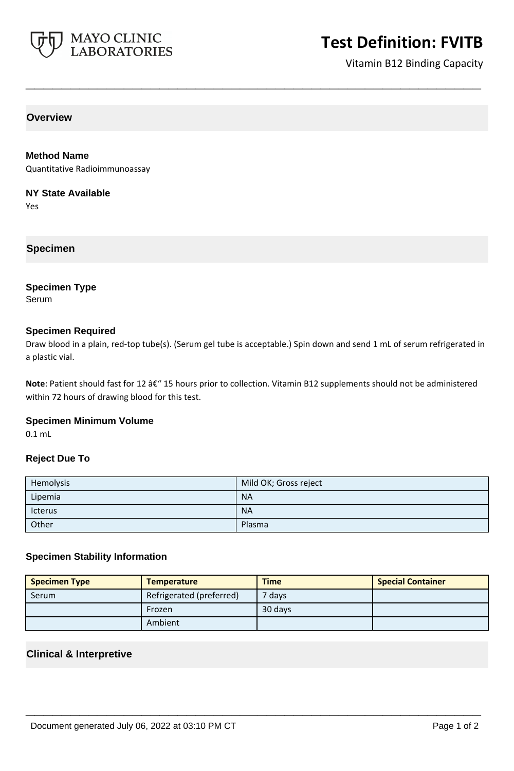# Test Definition: FVITB

Vitamin B12 Binding Capacity

## Overview

### Method Name

Quantitative Radioimmunoassay

### NY State Available

Yes

## Specimen

### Specimen Type

Serum

### Specimen Required

Draw blood in a plain, red-top tube(s). (Serum gel tube is acceptable.) Spin down and send 1 mL of serum refrigerated in a plastic vial.

**Note**: Patient should fast for 12 â€“ 15 hours prior to collection. Vitamin B12 supplements should not be administered within 72 hours of drawing blood for this test.

### Specimen Minimum Volume

0.1 mL

### Reject Due To

| | |
|---|---|
| Hemolysis | Mild OK; Gross reject |
| Lipemia | NA |
| Icterus | NA |
| Other | Plasma |

### Specimen Stability Information

| Specimen Type | Temperature | Time | Special Container |
|---|---|---|---|
| Serum | Refrigerated (preferred) | 7 days | |
| | Frozen | 30 days | |
| | Ambient | | |

## Clinical & Interpretive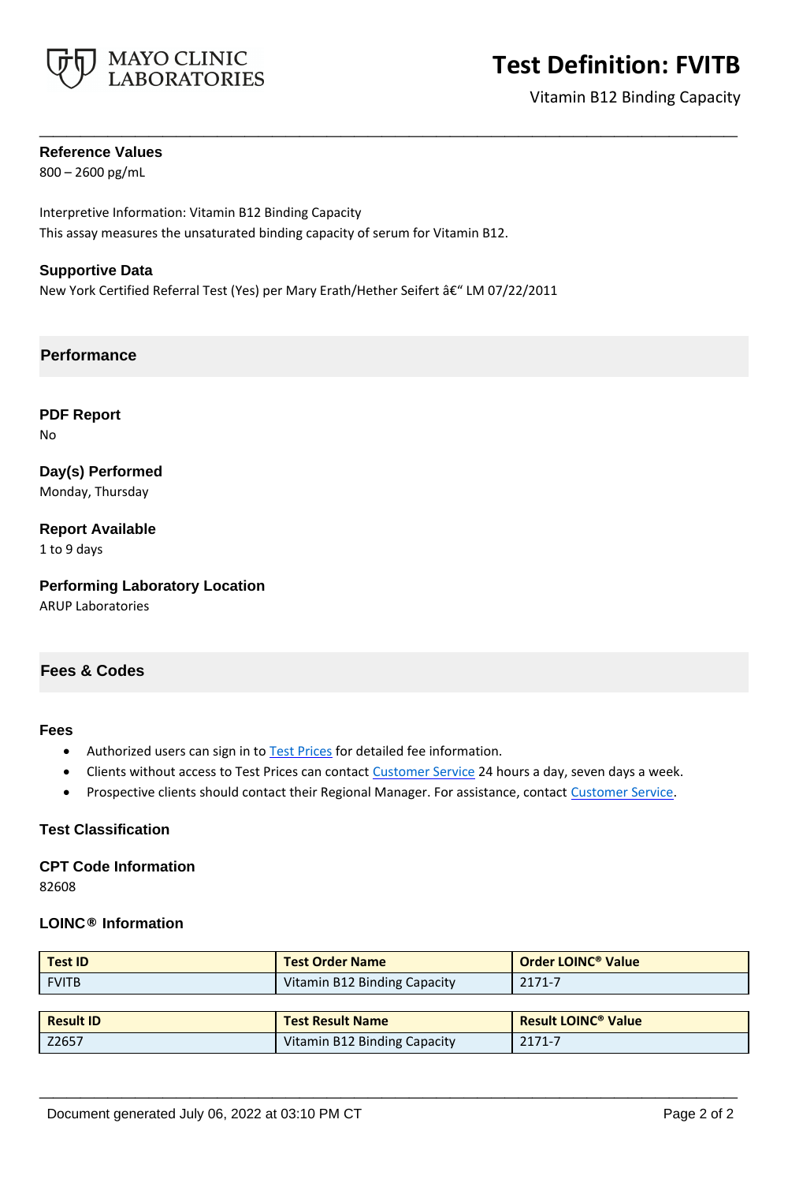### Reference Values

800 – 2600 pg/mL

Interpretive Information: Vitamin B12 Binding Capacity
This assay measures the unsaturated binding capacity of serum for Vitamin B12.

### Supportive Data

New York Certified Referral Test (Yes) per Mary Erath/Hether Seifert â€“ LM 07/22/2011

## Performance

### PDF Report

No

### Day(s) Performed

Monday, Thursday

### Report Available

1 to 9 days

### Performing Laboratory Location

ARUP Laboratories

## Fees & Codes

### Fees

- Authorized users can sign in to Test Prices for detailed fee information.
- Clients without access to Test Prices can contact Customer Service 24 hours a day, seven days a week.
- Prospective clients should contact their Regional Manager. For assistance, contact Customer Service.

### Test Classification

### CPT Code Information

82608

### LOINC® Information

| Test ID | Test Order Name | Order LOINC® Value |
|---|---|---|
| FVITB | Vitamin B12 Binding Capacity | 2171-7 |

| Result ID | Test Result Name | Result LOINC® Value |
|---|---|---|
| Z2657 | Vitamin B12 Binding Capacity | 2171-7 |